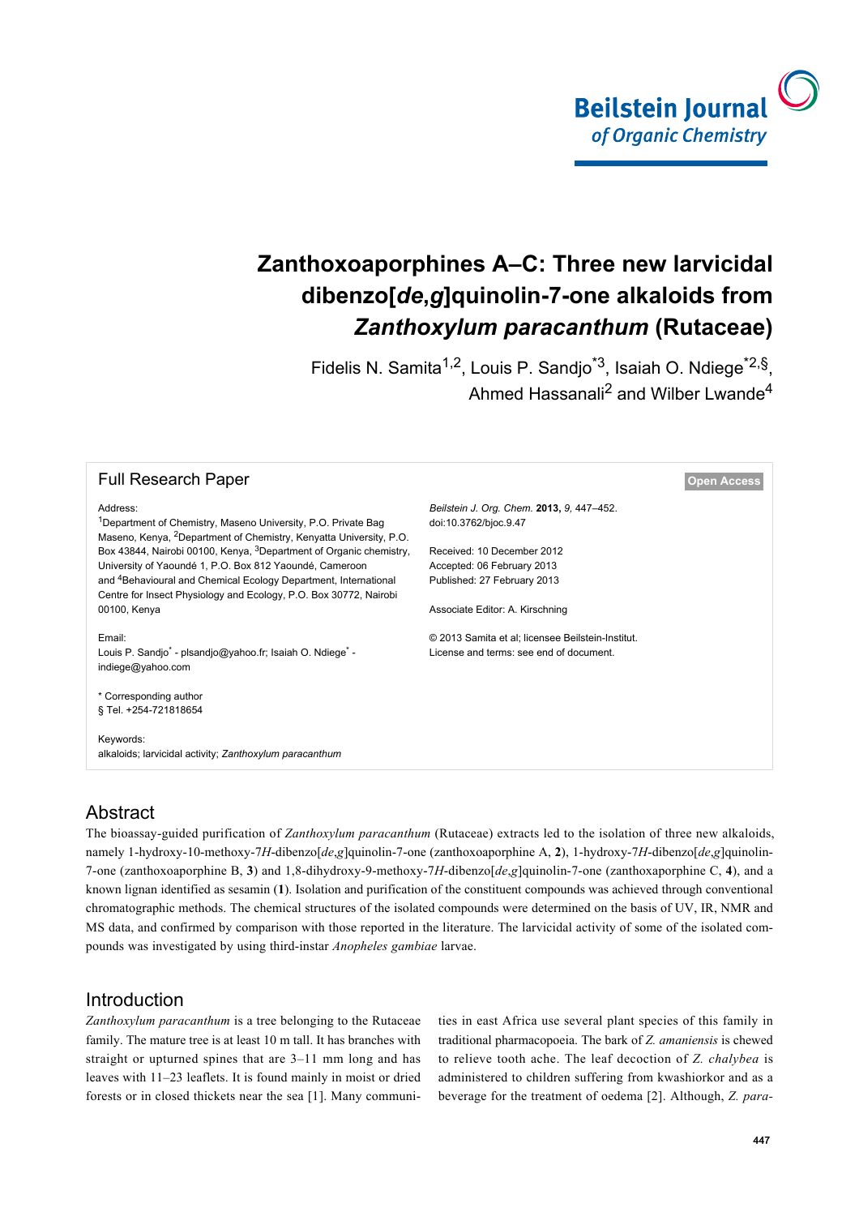# Zanthoxoaporphines A–C: Three new larvicidal dibenzo[*de*,*g*]quinolin-7-one alkaloids from *Zanthoxylum paracanthum* (Rutaceae)

Fidelis N. Samita[1,2], Louis P. Sandjo[*3], Isaiah O. Ndiege[*2,§], Ahmed Hassanali[2] and Wilber Lwande[4]

**Full Research Paper** — Open Access

Address:
[1]Department of Chemistry, Maseno University, P.O. Private Bag Maseno, Kenya, [2]Department of Chemistry, Kenyatta University, P.O. Box 43844, Nairobi 00100, Kenya, [3]Department of Organic chemistry, University of Yaoundé 1, P.O. Box 812 Yaoundé, Cameroon and [4]Behavioural and Chemical Ecology Department, International Centre for Insect Physiology and Ecology, P.O. Box 30772, Nairobi 00100, Kenya

Email:
Louis P. Sandjo* - plsandjo@yahoo.fr; Isaiah O. Ndiege* - indiege@yahoo.com

\* Corresponding author
§ Tel. +254-721818654

Keywords:
alkaloids; larvicidal activity; *Zanthoxylum paracanthum*

*Beilstein J. Org. Chem.* **2013,** *9,* 447–452.
doi:10.3762/bjoc.9.47

Received: 10 December 2012
Accepted: 06 February 2013
Published: 27 February 2013

Associate Editor: A. Kirschning

© 2013 Samita et al; licensee Beilstein-Institut.
License and terms: see end of document.

## Abstract

The bioassay-guided purification of *Zanthoxylum paracanthum* (Rutaceae) extracts led to the isolation of three new alkaloids, namely 1-hydroxy-10-methoxy-7*H*-dibenzo[*de*,*g*]quinolin-7-one (zanthoxoaporphine A, **2**), 1-hydroxy-7*H*-dibenzo[*de*,*g*]quinolin-7-one (zanthoxoaporphine B, **3**) and 1,8-dihydroxy-9-methoxy-7*H*-dibenzo[*de*,*g*]quinolin-7-one (zanthoxaporphine C, **4**), and a known lignan identified as sesamin (**1**). Isolation and purification of the constituent compounds was achieved through conventional chromatographic methods. The chemical structures of the isolated compounds were determined on the basis of UV, IR, NMR and MS data, and confirmed by comparison with those reported in the literature. The larvicidal activity of some of the isolated compounds was investigated by using third-instar *Anopheles gambiae* larvae.

## Introduction

*Zanthoxylum paracanthum* is a tree belonging to the Rutaceae family. The mature tree is at least 10 m tall. It has branches with straight or upturned spines that are 3–11 mm long and has leaves with 11–23 leaflets. It is found mainly in moist or dried forests or in closed thickets near the sea [1]. Many communities in east Africa use several plant species of this family in traditional pharmacopoeia. The bark of *Z. amaniensis* is chewed to relieve tooth ache. The leaf decoction of *Z. chalybea* is administered to children suffering from kwashiorkor and as a beverage for the treatment of oedema [2]. Although, *Z. para-*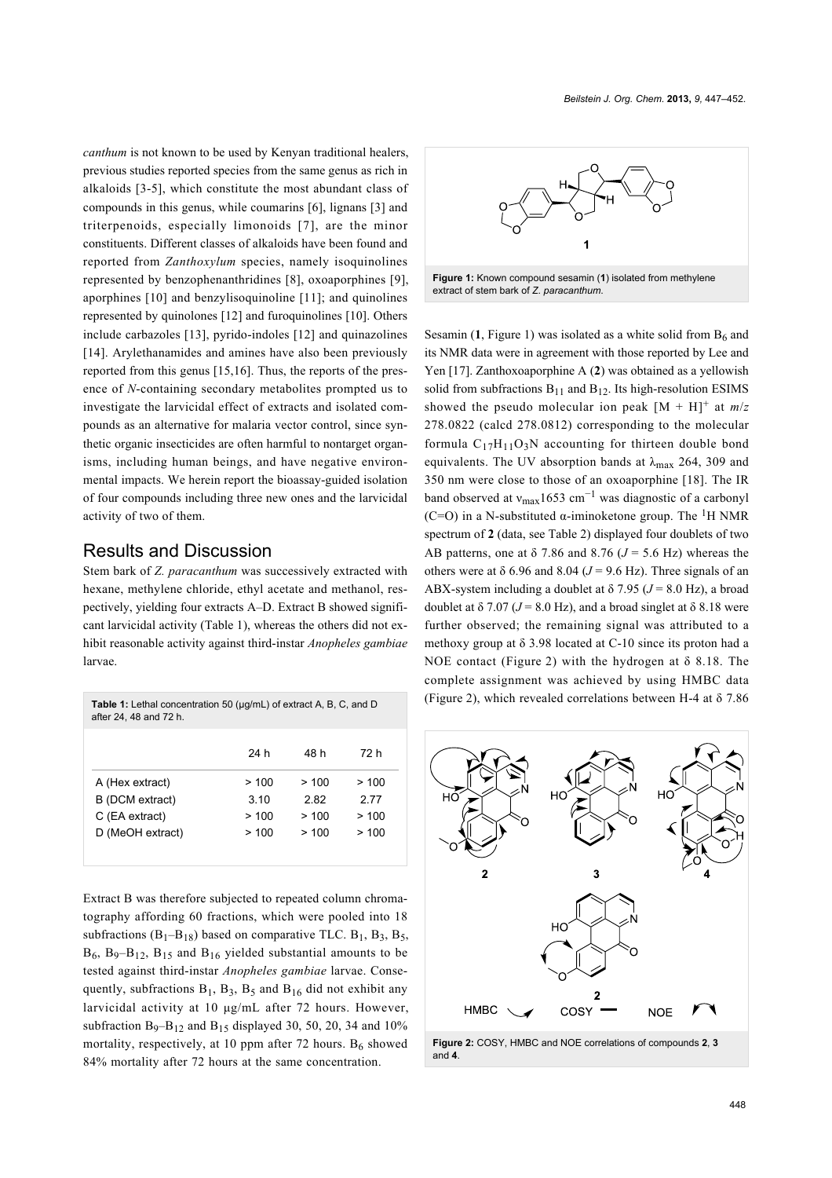*canthum* is not known to be used by Kenyan traditional healers, previous studies reported species from the same genus as rich in alkaloids [3-5], which constitute the most abundant class of compounds in this genus, while coumarins [6], lignans [3] and triterpenoids, especially limonoids [7], are the minor constituents. Different classes of alkaloids have been found and reported from *Zanthoxylum* species, namely isoquinolines represented by benzophenanthridines [8], oxoaporphines [9], aporphines [10] and benzylisoquinoline [11]; and quinolines represented by quinolones [12] and furoquinolines [10]. Others include carbazoles [13], pyrido-indoles [12] and quinazolines [14]. Arylethanamides and amines have also been previously reported from this genus [15,16]. Thus, the reports of the presence of *N*-containing secondary metabolites prompted us to investigate the larvicidal effect of extracts and isolated compounds as an alternative for malaria vector control, since synthetic organic insecticides are often harmful to nontarget organisms, including human beings, and have negative environmental impacts. We herein report the bioassay-guided isolation of four compounds including three new ones and the larvicidal activity of two of them.

## Results and Discussion

Stem bark of *Z. paracanthum* was successively extracted with hexane, methylene chloride, ethyl acetate and methanol, respectively, yielding four extracts A–D. Extract B showed significant larvicidal activity (Table 1), whereas the others did not exhibit reasonable activity against third-instar *Anopheles gambiae* larvae.

**Table 1:** Lethal concentration 50 (µg/mL) of extract A, B, C, and D after 24, 48 and 72 h.

| | 24 h | 48 h | 72 h |
|---|---|---|---|
| A (Hex extract) | > 100 | > 100 | > 100 |
| B (DCM extract) | 3.10 | 2.82 | 2.77 |
| C (EA extract) | > 100 | > 100 | > 100 |
| D (MeOH extract) | > 100 | > 100 | > 100 |

Extract B was therefore subjected to repeated column chromatography affording 60 fractions, which were pooled into 18 subfractions ($B_1$–$B_{18}$) based on comparative TLC. $B_1$, $B_3$, $B_5$, $B_6$, $B_9$–$B_{12}$, $B_{15}$ and $B_{16}$ yielded substantial amounts to be tested against third-instar *Anopheles gambiae* larvae. Consequently, subfractions $B_1$, $B_3$, $B_5$ and $B_{16}$ did not exhibit any larvicidal activity at 10 µg/mL after 72 hours. However, subfraction $B_9$–$B_{12}$ and $B_{15}$ displayed 30, 50, 20, 34 and 10% mortality, respectively, at 10 ppm after 72 hours. $B_6$ showed 84% mortality after 72 hours at the same concentration.

**Figure 1:** Known compound sesamin (**1**) isolated from methylene extract of stem bark of *Z. paracanthum*.

Sesamin (**1**, Figure 1) was isolated as a white solid from $B_6$ and its NMR data were in agreement with those reported by Lee and Yen [17]. Zanthoxoaporphine A (**2**) was obtained as a yellowish solid from subfractions $B_{11}$ and $B_{12}$. Its high-resolution ESIMS showed the pseudo molecular ion peak $[M + H]^+$ at *m/z* 278.0822 (calcd 278.0812) corresponding to the molecular formula $C_{17}H_{11}O_3N$ accounting for thirteen double bond equivalents. The UV absorption bands at $\lambda_{max}$ 264, 309 and 350 nm were close to those of an oxoaporphine [18]. The IR band observed at $\nu_{max}$1653 $cm^{-1}$ was diagnostic of a carbonyl (C=O) in a N-substituted α-iminoketone group. The $^1$H NMR spectrum of **2** (data, see Table 2) displayed four doublets of two AB patterns, one at δ 7.86 and 8.76 (*J* = 5.6 Hz) whereas the others were at δ 6.96 and 8.04 (*J* = 9.6 Hz). Three signals of an ABX-system including a doublet at δ 7.95 (*J* = 8.0 Hz), a broad doublet at δ 7.07 (*J* = 8.0 Hz), and a broad singlet at δ 8.18 were further observed; the remaining signal was attributed to a methoxy group at δ 3.98 located at C-10 since its proton had a NOE contact (Figure 2) with the hydrogen at δ 8.18. The complete assignment was achieved by using HMBC data (Figure 2), which revealed correlations between H-4 at δ 7.86

**Figure 2:** COSY, HMBC and NOE correlations of compounds **2**, **3** and **4**.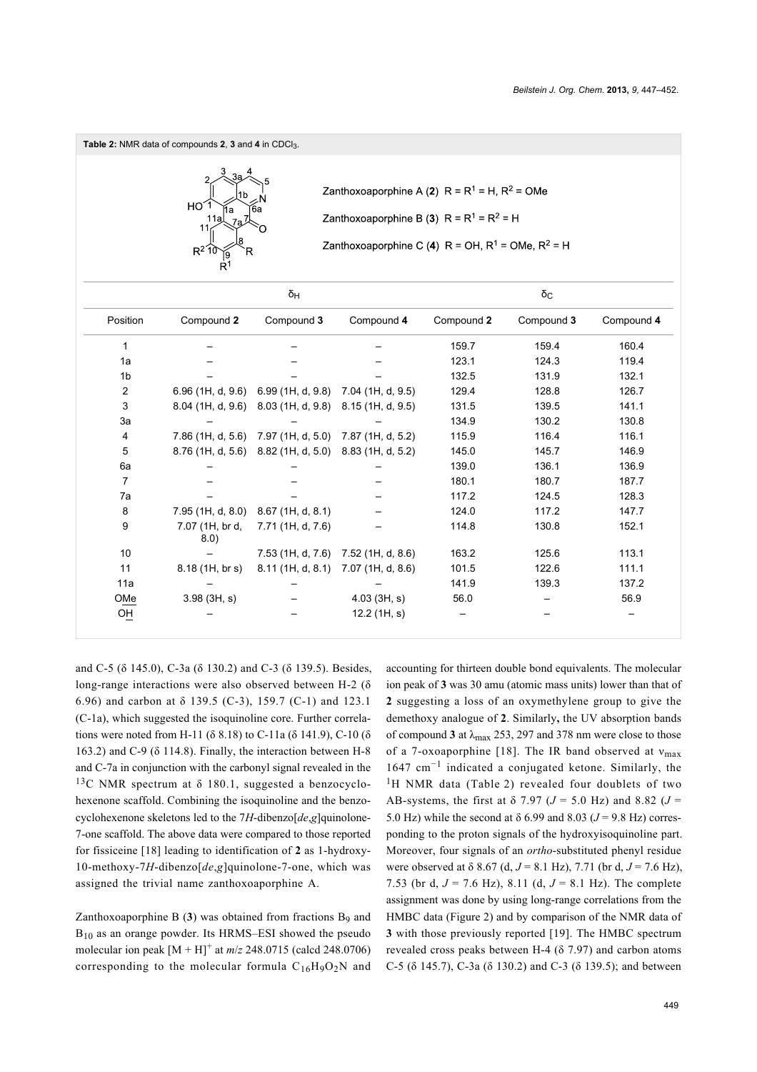**Table 2:** NMR data of compounds **2**, **3** and **4** in $CDCl_3$.

Zanthoxoaporphine A (**2**) $R = R^1 = H$, $R^2 = OMe$

Zanthoxoaporphine B (**3**) $R = R^1 = R^2 = H$

Zanthoxoaporphine C (**4**) $R = OH$, $R^1 = OMe$, $R^2 = H$

| | $\delta_H$ | | | $\delta_C$ | | |
|---|---|---|---|---|---|---|
| Position | Compound **2** | Compound **3** | Compound **4** | Compound **2** | Compound **3** | Compound **4** |
| 1 | – | – | – | 159.7 | 159.4 | 160.4 |
| 1a | – | – | – | 123.1 | 124.3 | 119.4 |
| 1b | – | – | – | 132.5 | 131.9 | 132.1 |
| 2 | 6.96 (1H, d, 9.6) | 6.99 (1H, d, 9.8) | 7.04 (1H, d, 9.5) | 129.4 | 128.8 | 126.7 |
| 3 | 8.04 (1H, d, 9.6) | 8.03 (1H, d, 9.8) | 8.15 (1H, d, 9.5) | 131.5 | 139.5 | 141.1 |
| 3a | – | – | – | 134.9 | 130.2 | 130.8 |
| 4 | 7.86 (1H, d, 5.6) | 7.97 (1H, d, 5.0) | 7.87 (1H, d, 5.2) | 115.9 | 116.4 | 116.1 |
| 5 | 8.76 (1H, d, 5.6) | 8.82 (1H, d, 5.0) | 8.83 (1H, d, 5.2) | 145.0 | 145.7 | 146.9 |
| 6a | – | – | – | 139.0 | 136.1 | 136.9 |
| 7 | – | – | – | 180.1 | 180.7 | 187.7 |
| 7a | – | – | – | 117.2 | 124.5 | 128.3 |
| 8 | 7.95 (1H, d, 8.0) | 8.67 (1H, d, 8.1) | – | 124.0 | 117.2 | 147.7 |
| 9 | 7.07 (1H, br d, 8.0) | 7.71 (1H, d, 7.6) | – | 114.8 | 130.8 | 152.1 |
| 10 | – | 7.53 (1H, d, 7.6) | 7.52 (1H, d, 8.6) | 163.2 | 125.6 | 113.1 |
| 11 | 8.18 (1H, br s) | 8.11 (1H, d, 8.1) | 7.07 (1H, d, 8.6) | 101.5 | 122.6 | 111.1 |
| 11a | – | – | – | 141.9 | 139.3 | 137.2 |
| OMe | 3.98 (3H, s) | – | 4.03 (3H, s) | 56.0 | – | 56.9 |
| OH | – | – | 12.2 (1H, s) | – | – | – |

and C-5 (δ 145.0), C-3a (δ 130.2) and C-3 (δ 139.5). Besides, long-range interactions were also observed between H-2 (δ 6.96) and carbon at δ 139.5 (C-3), 159.7 (C-1) and 123.1 (C-1a), which suggested the isoquinoline core. Further correlations were noted from H-11 (δ 8.18) to C-11a (δ 141.9), C-10 (δ 163.2) and C-9 (δ 114.8). Finally, the interaction between H-8 and C-7a in conjunction with the carbonyl signal revealed in the $^{13}C$ NMR spectrum at δ 180.1, suggested a benzocyclohexenone scaffold. Combining the isoquinoline and the benzocyclohexenone skeletons led to the 7*H*-dibenzo[*de*,*g*]quinolone-7-one scaffold. The above data were compared to those reported for fissiceine [18] leading to identification of **2** as 1-hydroxy-10-methoxy-7*H*-dibenzo[*de*,*g*]quinolone-7-one, which was assigned the trivial name zanthoxoaporphine A.

Zanthoxoaporphine B (**3**) was obtained from fractions $B_9$ and $B_{10}$ as an orange powder. Its HRMS–ESI showed the pseudo molecular ion peak $[M + H]^+$ at *m*/*z* 248.0715 (calcd 248.0706) corresponding to the molecular formula $C_{16}H_9O_2N$ and accounting for thirteen double bond equivalents. The molecular ion peak of **3** was 30 amu (atomic mass units) lower than that of **2** suggesting a loss of an oxymethylene group to give the demethoxy analogue of **2**. Similarly, the UV absorption bands of compound **3** at $\lambda_{max}$ 253, 297 and 378 nm were close to those of a 7-oxoaporphine [18]. The IR band observed at $\nu_{max}$ 1647 $cm^{-1}$ indicated a conjugated ketone. Similarly, the $^1H$ NMR data (Table 2) revealed four doublets of two AB-systems, the first at δ 7.97 ($J$ = 5.0 Hz) and 8.82 ($J$ = 5.0 Hz) while the second at δ 6.99 and 8.03 ($J$ = 9.8 Hz) corresponding to the proton signals of the hydroxyisoquinoline part. Moreover, four signals of an *ortho*-substituted phenyl residue were observed at δ 8.67 (d, $J$ = 8.1 Hz), 7.71 (br d, $J$ = 7.6 Hz), 7.53 (br d, $J$ = 7.6 Hz), 8.11 (d, $J$ = 8.1 Hz). The complete assignment was done by using long-range correlations from the HMBC data (Figure 2) and by comparison of the NMR data of **3** with those previously reported [19]. The HMBC spectrum revealed cross peaks between H-4 (δ 7.97) and carbon atoms C-5 (δ 145.7), C-3a (δ 130.2) and C-3 (δ 139.5); and between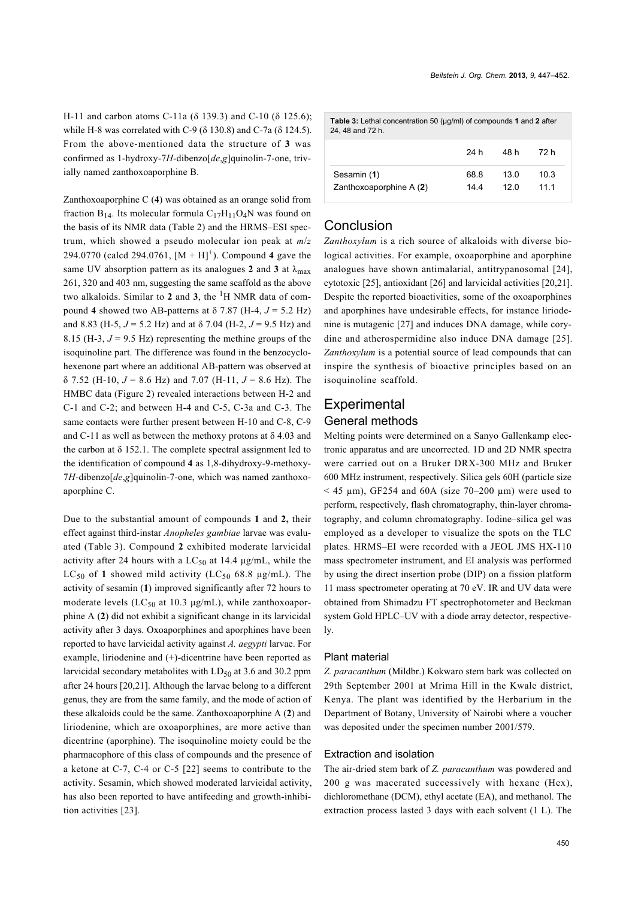H-11 and carbon atoms C-11a (δ 139.3) and C-10 (δ 125.6); while H-8 was correlated with C-9 (δ 130.8) and C-7a (δ 124.5). From the above-mentioned data the structure of **3** was confirmed as 1-hydroxy-7*H*-dibenzo[*de*,*g*]quinolin-7-one, trivially named zanthoxoaporphine B.

Zanthoxoaporphine C (**4**) was obtained as an orange solid from fraction $B_{14}$. Its molecular formula $C_{17}H_{11}O_4N$ was found on the basis of its NMR data (Table 2) and the HRMS–ESI spectrum, which showed a pseudo molecular ion peak at *m*/*z* 294.0770 (calcd 294.0761, $[M + H]^+$). Compound **4** gave the same UV absorption pattern as its analogues **2** and **3** at $\lambda_{max}$ 261, 320 and 403 nm, suggesting the same scaffold as the above two alkaloids. Similar to **2** and **3**, the $^1$H NMR data of compound **4** showed two AB-patterns at δ 7.87 (H-4, *J* = 5.2 Hz) and 8.83 (H-5, *J* = 5.2 Hz) and at δ 7.04 (H-2, *J* = 9.5 Hz) and 8.15 (H-3, *J* = 9.5 Hz) representing the methine groups of the isoquinoline part. The difference was found in the benzocyclohexenone part where an additional AB-pattern was observed at δ 7.52 (H-10, *J* = 8.6 Hz) and 7.07 (H-11, *J* = 8.6 Hz). The HMBC data (Figure 2) revealed interactions between H-2 and C-1 and C-2; and between H-4 and C-5, C-3a and C-3. The same contacts were further present between H-10 and C-8, C-9 and C-11 as well as between the methoxy protons at δ 4.03 and the carbon at δ 152.1. The complete spectral assignment led to the identification of compound **4** as 1,8-dihydroxy-9-methoxy-7*H*-dibenzo[*de*,*g*]quinolin-7-one, which was named zanthoxoaporphine C.

Due to the substantial amount of compounds **1** and **2,** their effect against third-instar *Anopheles gambiae* larvae was evaluated (Table 3). Compound **2** exhibited moderate larvicidal activity after 24 hours with a $LC_{50}$ at 14.4 µg/mL, while the $LC_{50}$ of **1** showed mild activity ($LC_{50}$ 68.8 µg/mL). The activity of sesamin (**1**) improved significantly after 72 hours to moderate levels ($LC_{50}$ at 10.3 µg/mL), while zanthoxoaporphine A (**2**) did not exhibit a significant change in its larvicidal activity after 3 days. Oxoaporphines and aporphines have been reported to have larvicidal activity against *A. aegypti* larvae. For example, liriodenine and (+)-dicentrine have been reported as larvicidal secondary metabolites with $LD_{50}$ at 3.6 and 30.2 ppm after 24 hours [20,21]. Although the larvae belong to a different genus, they are from the same family, and the mode of action of these alkaloids could be the same. Zanthoxoaporphine A (**2**) and liriodenine, which are oxoaporphines, are more active than dicentrine (aporphine). The isoquinoline moiety could be the pharmacophore of this class of compounds and the presence of a ketone at C-7, C-4 or C-5 [22] seems to contribute to the activity. Sesamin, which showed moderated larvicidal activity, has also been reported to have antifeeding and growth-inhibition activities [23].

**Table 3:** Lethal concentration 50 (µg/ml) of compounds **1** and **2** after 24, 48 and 72 h.

| | 24 h | 48 h | 72 h |
|---|---|---|---|
| Sesamin (**1**) | 68.8 | 13.0 | 10.3 |
| Zanthoxoaporphine A (**2**) | 14.4 | 12.0 | 11.1 |

## Conclusion

*Zanthoxylum* is a rich source of alkaloids with diverse biological activities. For example, oxoaporphine and aporphine analogues have shown antimalarial, antitrypanosomal [24], cytotoxic [25], antioxidant [26] and larvicidal activities [20,21]. Despite the reported bioactivities, some of the oxoaporphines and aporphines have undesirable effects, for instance liriodenine is mutagenic [27] and induces DNA damage, while corydine and atherospermidine also induce DNA damage [25]. *Zanthoxylum* is a potential source of lead compounds that can inspire the synthesis of bioactive principles based on an isoquinoline scaffold.

## Experimental

### General methods

Melting points were determined on a Sanyo Gallenkamp electronic apparatus and are uncorrected. 1D and 2D NMR spectra were carried out on a Bruker DRX-300 MHz and Bruker 600 MHz instrument, respectively. Silica gels 60H (particle size < 45 µm), GF254 and 60A (size 70–200 µm) were used to perform, respectively, flash chromatography, thin-layer chromatography, and column chromatography. Iodine–silica gel was employed as a developer to visualize the spots on the TLC plates. HRMS–EI were recorded with a JEOL JMS HX-110 mass spectrometer instrument, and EI analysis was performed by using the direct insertion probe (DIP) on a fission platform 11 mass spectrometer operating at 70 eV. IR and UV data were obtained from Shimadzu FT spectrophotometer and Beckman system Gold HPLC–UV with a diode array detector, respectively.

### Plant material

*Z. paracanthum* (Mildbr.) Kokwaro stem bark was collected on 29th September 2001 at Mrima Hill in the Kwale district, Kenya. The plant was identified by the Herbarium in the Department of Botany, University of Nairobi where a voucher was deposited under the specimen number 2001/579.

### Extraction and isolation

The air-dried stem bark of *Z. paracanthum* was powdered and 200 g was macerated successively with hexane (Hex), dichloromethane (DCM), ethyl acetate (EA), and methanol. The extraction process lasted 3 days with each solvent (1 L). The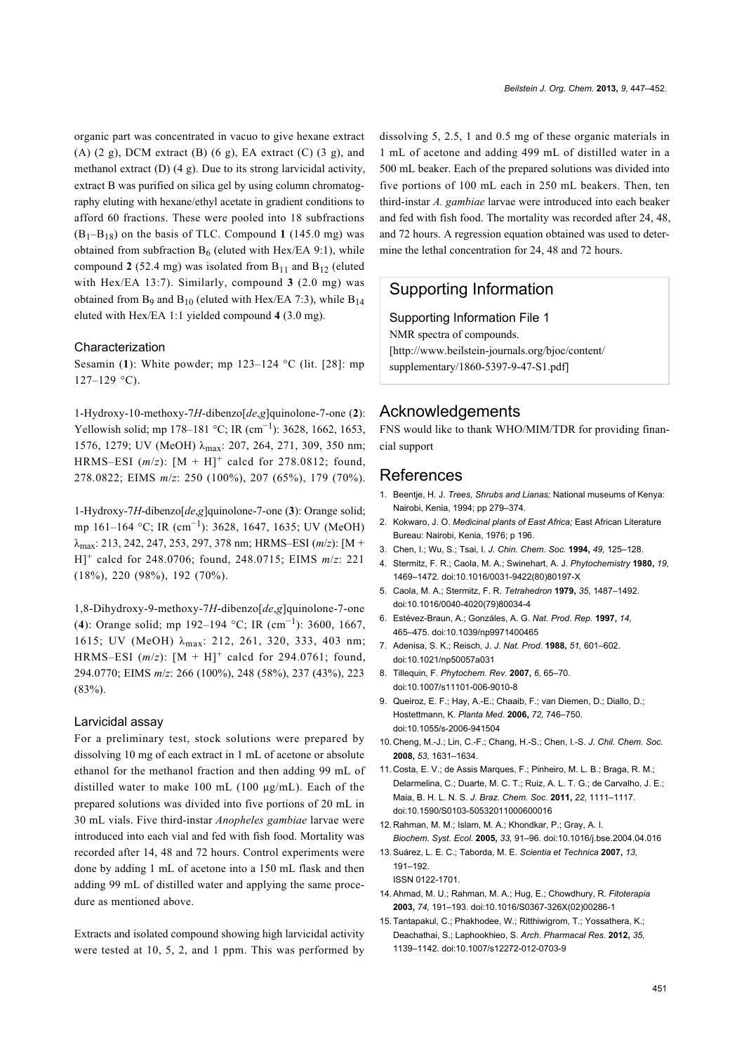organic part was concentrated in vacuo to give hexane extract (A) (2 g), DCM extract (B) (6 g), EA extract (C) (3 g), and methanol extract (D) (4 g). Due to its strong larvicidal activity, extract B was purified on silica gel by using column chromatography eluting with hexane/ethyl acetate in gradient conditions to afford 60 fractions. These were pooled into 18 subfractions ($B_1$–$B_{18}$) on the basis of TLC. Compound **1** (145.0 mg) was obtained from subfraction $B_6$ (eluted with Hex/EA 9:1), while compound **2** (52.4 mg) was isolated from $B_{11}$ and $B_{12}$ (eluted with Hex/EA 13:7). Similarly, compound **3** (2.0 mg) was obtained from $B_9$ and $B_{10}$ (eluted with Hex/EA 7:3), while $B_{14}$ eluted with Hex/EA 1:1 yielded compound **4** (3.0 mg).

### Characterization

Sesamin (**1**): White powder; mp 123–124 °C (lit. [28]: mp 127–129 °C).

1-Hydroxy-10-methoxy-7*H*-dibenzo[*de*,*g*]quinolone-7-one (**2**): Yellowish solid; mp 178–181 °C; IR ($cm^{-1}$): 3628, 1662, 1653, 1576, 1279; UV (MeOH) $\lambda_{max}$: 207, 264, 271, 309, 350 nm; HRMS–ESI (*m*/*z*): $[M + H]^+$ calcd for 278.0812; found, 278.0822; EIMS *m*/*z*: 250 (100%), 207 (65%), 179 (70%).

1-Hydroxy-7*H*-dibenzo[*de*,*g*]quinolone-7-one (**3**): Orange solid; mp 161–164 °C; IR ($cm^{-1}$): 3628, 1647, 1635; UV (MeOH) $\lambda_{max}$: 213, 242, 247, 253, 297, 378 nm; HRMS–ESI (*m*/*z*): $[M + H]^+$ calcd for 248.0706; found, 248.0715; EIMS *m*/*z*: 221 (18%), 220 (98%), 192 (70%).

1,8-Dihydroxy-9-methoxy-7*H*-dibenzo[*de*,*g*]quinolone-7-one (**4**): Orange solid; mp 192–194 °C; IR ($cm^{-1}$): 3600, 1667, 1615; UV (MeOH) $\lambda_{max}$: 212, 261, 320, 333, 403 nm; HRMS–ESI (*m*/*z*): $[M + H]^+$ calcd for 294.0761; found, 294.0770; EIMS *m*/*z*: 266 (100%), 248 (58%), 237 (43%), 223 (83%).

### Larvicidal assay

For a preliminary test, stock solutions were prepared by dissolving 10 mg of each extract in 1 mL of acetone or absolute ethanol for the methanol fraction and then adding 99 mL of distilled water to make 100 mL (100 µg/mL). Each of the prepared solutions was divided into five portions of 20 mL in 30 mL vials. Five third-instar *Anopheles gambiae* larvae were introduced into each vial and fed with fish food. Mortality was recorded after 14, 48 and 72 hours. Control experiments were done by adding 1 mL of acetone into a 150 mL flask and then adding 99 mL of distilled water and applying the same procedure as mentioned above.

Extracts and isolated compound showing high larvicidal activity were tested at 10, 5, 2, and 1 ppm. This was performed by dissolving 5, 2.5, 1 and 0.5 mg of these organic materials in 1 mL of acetone and adding 499 mL of distilled water in a 500 mL beaker. Each of the prepared solutions was divided into five portions of 100 mL each in 250 mL beakers. Then, ten third-instar *A. gambiae* larvae were introduced into each beaker and fed with fish food. The mortality was recorded after 24, 48, and 72 hours. A regression equation obtained was used to determine the lethal concentration for 24, 48 and 72 hours.

## Supporting Information

Supporting Information File 1
NMR spectra of compounds.
[http://www.beilstein-journals.org/bjoc/content/supplementary/1860-5397-9-47-S1.pdf]

## Acknowledgements

FNS would like to thank WHO/MIM/TDR for providing financial support

## References

1. Beentje, H. J. *Trees, Shrubs and Lianas;* National museums of Kenya: Nairobi, Kenia, 1994; pp 279–374.
2. Kokwaro, J. O. *Medicinal plants of East Africa;* East African Literature Bureau: Nairobi, Kenia, 1976; p 196.
3. Chen, I.; Wu, S.; Tsai, I. *J. Chin. Chem. Soc.* **1994,** *49,* 125–128.
4. Stermitz, F. R.; Caola, M. A.; Swinehart, A. J. *Phytochemistry* **1980,** *19,* 1469–1472. doi:10.1016/0031-9422(80)80197-X
5. Caola, M. A.; Stermitz, F. R. *Tetrahedron* **1979,** *35,* 1487–1492. doi:10.1016/0040-4020(79)80034-4
6. Estévez-Braun, A.; Gonzáles, A. G. *Nat. Prod. Rep.* **1997,** *14,* 465–475. doi:10.1039/np9971400465
7. Adenisa, S. K.; Reisch, J. *J. Nat. Prod.* **1988,** *51,* 601–602. doi:10.1021/np50057a031
8. Tillequin, F. *Phytochem. Rev.* **2007,** *6,* 65–70. doi:10.1007/s11101-006-9010-8
9. Queiroz, E. F.; Hay, A.-E.; Chaaib, F.; van Diemen, D.; Diallo, D.; Hostettmann, K. *Planta Med.* **2006,** *72,* 746–750. doi:10.1055/s-2006-941504
10. Cheng, M.-J.; Lin, C.-F.; Chang, H.-S.; Chen, I.-S. *J. Chil. Chem. Soc.* **2008,** *53,* 1631–1634.
11. Costa, E. V.; de Assis Marques, F.; Pinheiro, M. L. B.; Braga, R. M.; Delarmelina, C.; Duarte, M. C. T.; Ruiz, A. L. T. G.; de Carvalho, J. E.; Maia, B. H. L. N. S. *J. Braz. Chem. Soc.* **2011,** *22,* 1111–1117. doi:10.1590/S0103-50532011000600016
12. Rahman, M. M.; Islam, M. A.; Khondkar, P.; Gray, A. I. *Biochem. Syst. Ecol.* **2005,** *33,* 91–96. doi:10.1016/j.bse.2004.04.016
13. Suárez, L. E. C.; Taborda, M. E. *Scientia et Technica* **2007,** *13,* 191–192. ISSN 0122-1701.
14. Ahmad, M. U.; Rahman, M. A.; Hug, E.; Chowdhury, R. *Fitoterapia* **2003,** *74,* 191–193. doi:10.1016/S0367-326X(02)00286-1
15. Tantapakul, C.; Phakhodee, W.; Ritthiwigrom, T.; Yossathera, K.; Deachathai, S.; Laphookhieo, S. *Arch. Pharmacal Res.* **2012,** *35,* 1139–1142. doi:10.1007/s12272-012-0703-9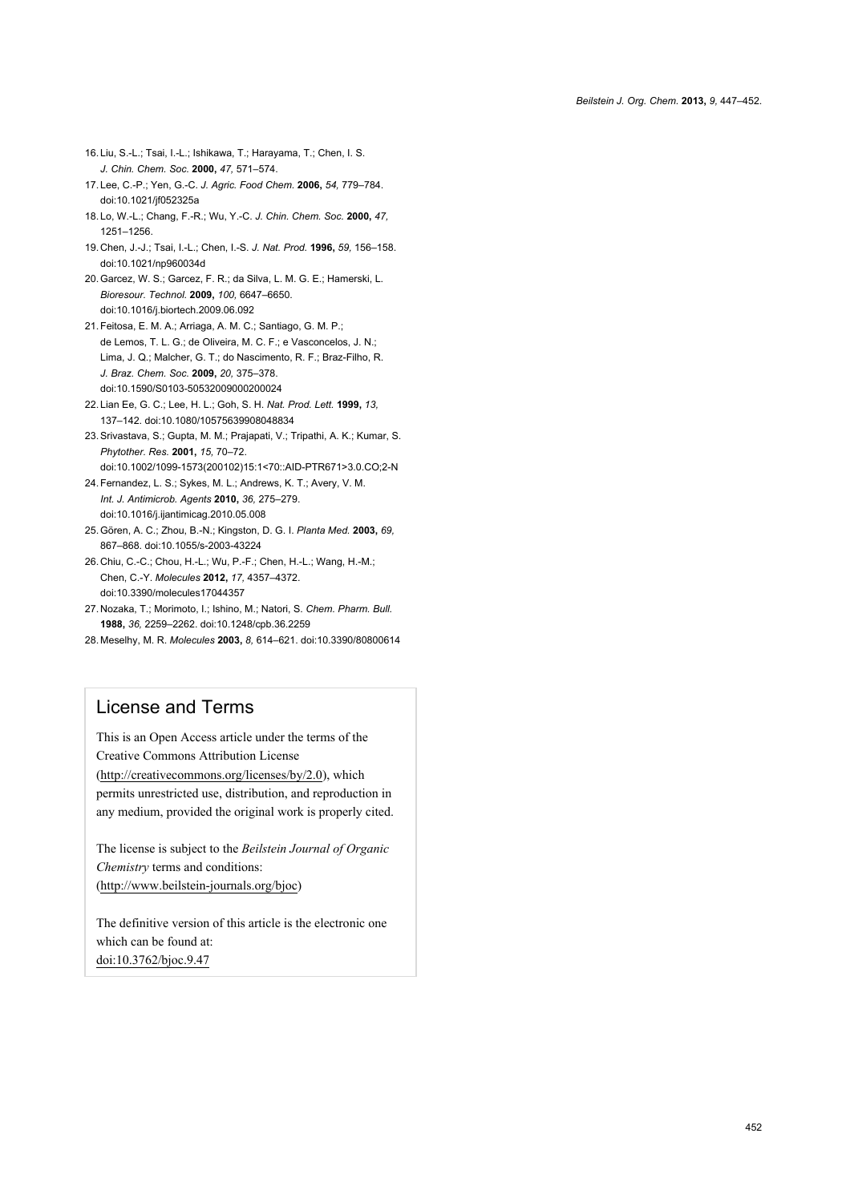16. Liu, S.-L.; Tsai, I.-L.; Ishikawa, T.; Harayama, T.; Chen, I. S. *J. Chin. Chem. Soc.* **2000,** *47,* 571–574.
17. Lee, C.-P.; Yen, G.-C. *J. Agric. Food Chem.* **2006,** *54,* 779–784. doi:10.1021/jf052325a
18. Lo, W.-L.; Chang, F.-R.; Wu, Y.-C. *J. Chin. Chem. Soc.* **2000,** *47,* 1251–1256.
19. Chen, J.-J.; Tsai, I.-L.; Chen, I.-S. *J. Nat. Prod.* **1996,** *59,* 156–158. doi:10.1021/np960034d
20. Garcez, W. S.; Garcez, F. R.; da Silva, L. M. G. E.; Hamerski, L. *Bioresour. Technol.* **2009,** *100,* 6647–6650. doi:10.1016/j.biortech.2009.06.092
21. Feitosa, E. M. A.; Arriaga, A. M. C.; Santiago, G. M. P.; de Lemos, T. L. G.; de Oliveira, M. C. F.; e Vasconcelos, J. N.; Lima, J. Q.; Malcher, G. T.; do Nascimento, R. F.; Braz-Filho, R. *J. Braz. Chem. Soc.* **2009,** *20,* 375–378. doi:10.1590/S0103-50532009000200024
22. Lian Ee, G. C.; Lee, H. L.; Goh, S. H. *Nat. Prod. Lett.* **1999,** *13,* 137–142. doi:10.1080/10575639908048834
23. Srivastava, S.; Gupta, M. M.; Prajapati, V.; Tripathi, A. K.; Kumar, S. *Phytother. Res.* **2001,** *15,* 70–72. doi:10.1002/1099-1573(200102)15:1<70::AID-PTR671>3.0.CO;2-N
24. Fernandez, L. S.; Sykes, M. L.; Andrews, K. T.; Avery, V. M. *Int. J. Antimicrob. Agents* **2010,** *36,* 275–279. doi:10.1016/j.ijantimicag.2010.05.008
25. Gören, A. C.; Zhou, B.-N.; Kingston, D. G. I. *Planta Med.* **2003,** *69,* 867–868. doi:10.1055/s-2003-43224
26. Chiu, C.-C.; Chou, H.-L.; Wu, P.-F.; Chen, H.-L.; Wang, H.-M.; Chen, C.-Y. *Molecules* **2012,** *17,* 4357–4372. doi:10.3390/molecules17044357
27. Nozaka, T.; Morimoto, I.; Ishino, M.; Natori, S. *Chem. Pharm. Bull.* **1988,** *36,* 2259–2262. doi:10.1248/cpb.36.2259
28. Meselhy, M. R. *Molecules* **2003,** *8,* 614–621. doi:10.3390/80800614

## License and Terms

This is an Open Access article under the terms of the Creative Commons Attribution License (http://creativecommons.org/licenses/by/2.0), which permits unrestricted use, distribution, and reproduction in any medium, provided the original work is properly cited.

The license is subject to the *Beilstein Journal of Organic Chemistry* terms and conditions: (http://www.beilstein-journals.org/bjoc)

The definitive version of this article is the electronic one which can be found at: doi:10.3762/bjoc.9.47